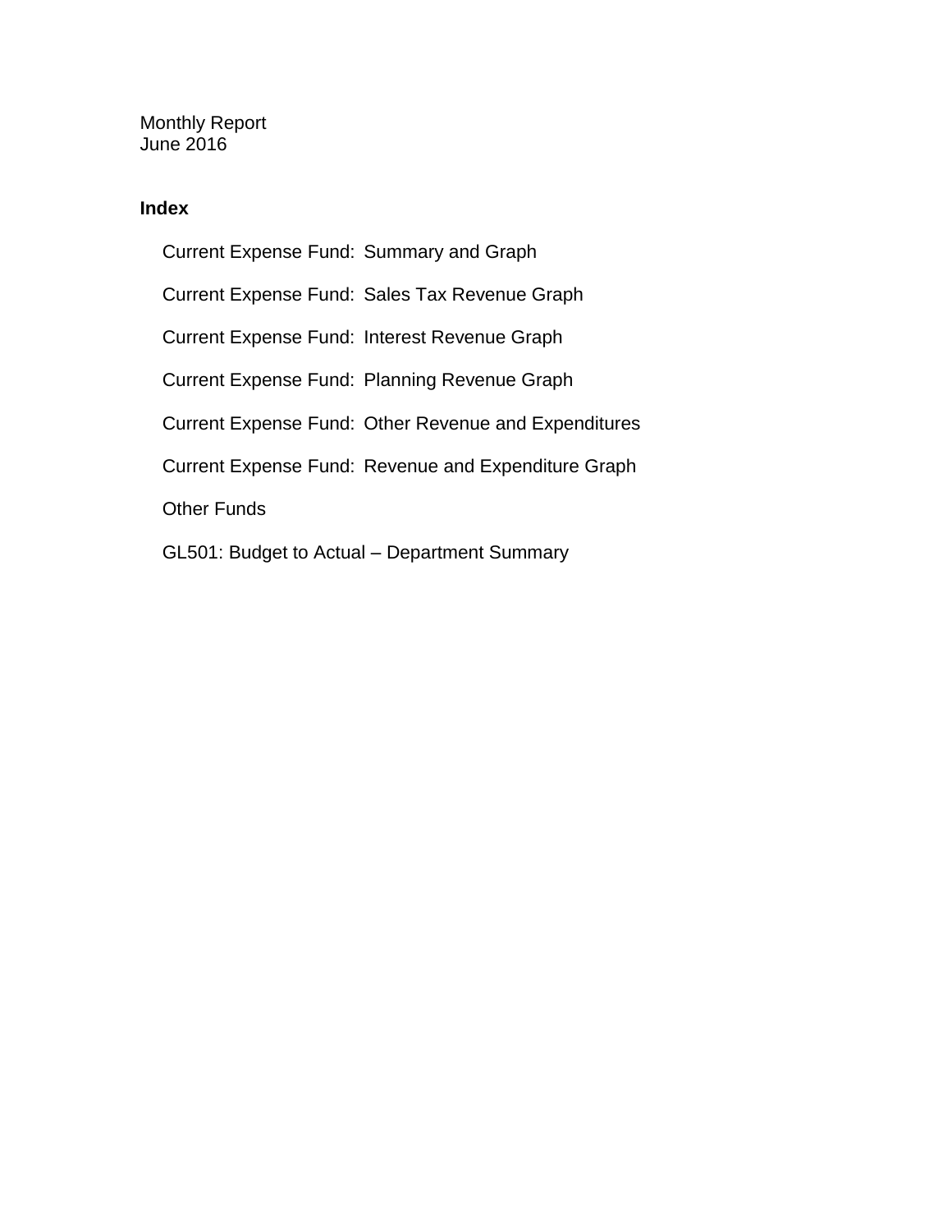Monthly Report
June 2016

**Index**

- Current Expense Fund: Summary and Graph
- Current Expense Fund: Sales Tax Revenue Graph
- Current Expense Fund: Interest Revenue Graph
- Current Expense Fund: Planning Revenue Graph
- Current Expense Fund: Other Revenue and Expenditures
- Current Expense Fund: Revenue and Expenditure Graph
- Other Funds
- GL501: Budget to Actual – Department Summary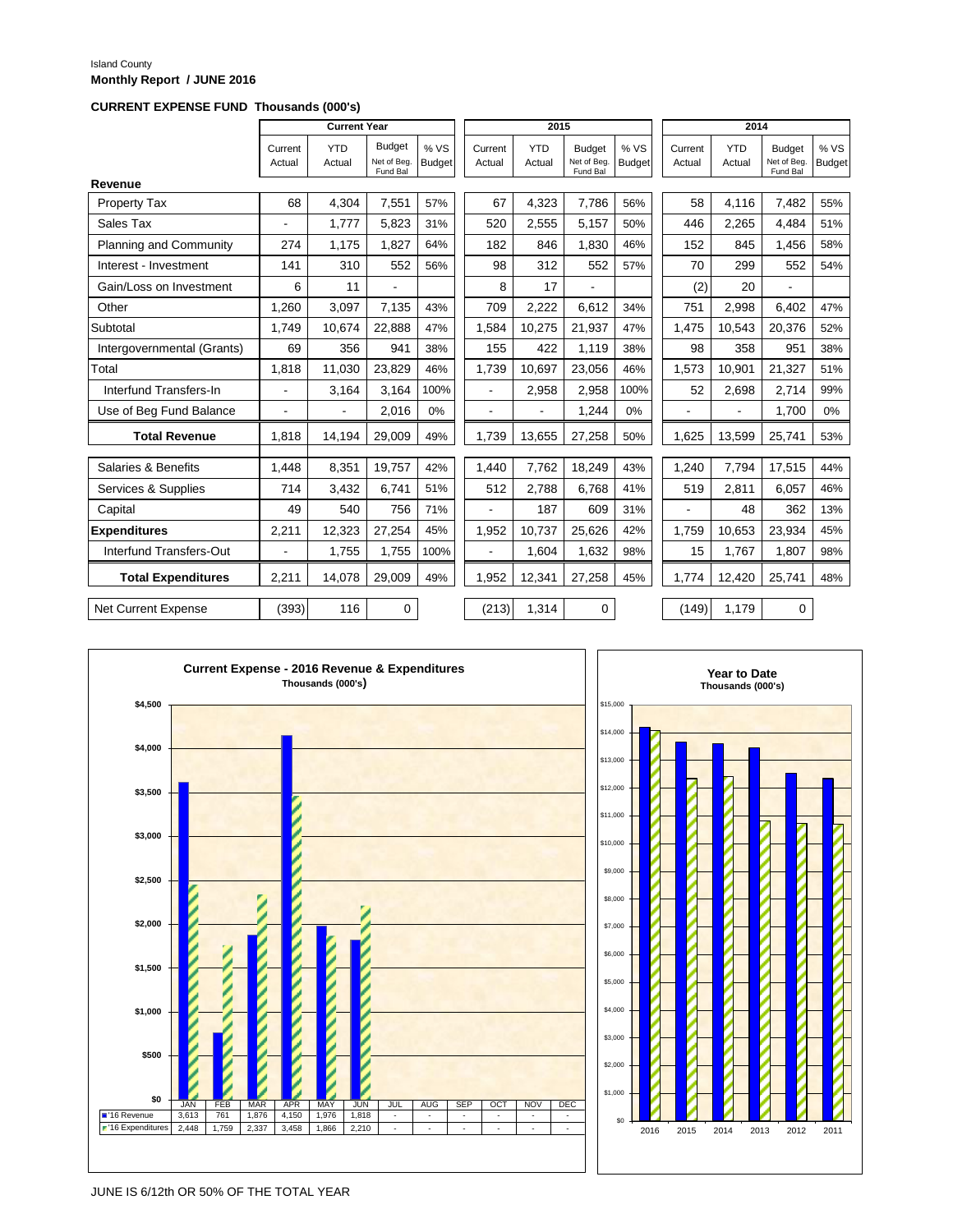Island County

**Monthly Report / JUNE 2016**

**CURRENT EXPENSE FUND Thousands (000's)**

| | Current Year | | | | 2015 | | | | 2014 | | | |
|---|---|---|---|---|---|---|---|---|---|---|---|---|
| | Current Actual | YTD Actual | Budget Net of Beg. Fund Bal | % VS Budget | Current Actual | YTD Actual | Budget Net of Beg. Fund Bal | % VS Budget | Current Actual | YTD Actual | Budget Net of Beg. Fund Bal | % VS Budget |
| **Revenue** | | | | | | | | | | | | |
| Property Tax | 68 | 4,304 | 7,551 | 57% | 67 | 4,323 | 7,786 | 56% | 58 | 4,116 | 7,482 | 55% |
| Sales Tax | - | 1,777 | 5,823 | 31% | 520 | 2,555 | 5,157 | 50% | 446 | 2,265 | 4,484 | 51% |
| Planning and Community | 274 | 1,175 | 1,827 | 64% | 182 | 846 | 1,830 | 46% | 152 | 845 | 1,456 | 58% |
| Interest - Investment | 141 | 310 | 552 | 56% | 98 | 312 | 552 | 57% | 70 | 299 | 552 | 54% |
| Gain/Loss on Investment | 6 | 11 | - | | 8 | 17 | - | | (2) | 20 | - | |
| Other | 1,260 | 3,097 | 7,135 | 43% | 709 | 2,222 | 6,612 | 34% | 751 | 2,998 | 6,402 | 47% |
| Subtotal | 1,749 | 10,674 | 22,888 | 47% | 1,584 | 10,275 | 21,937 | 47% | 1,475 | 10,543 | 20,376 | 52% |
| Intergovernmental (Grants) | 69 | 356 | 941 | 38% | 155 | 422 | 1,119 | 38% | 98 | 358 | 951 | 38% |
| Total | 1,818 | 11,030 | 23,829 | 46% | 1,739 | 10,697 | 23,056 | 46% | 1,573 | 10,901 | 21,327 | 51% |
| Interfund Transfers-In | - | 3,164 | 3,164 | 100% | - | 2,958 | 2,958 | 100% | 52 | 2,698 | 2,714 | 99% |
| Use of Beg Fund Balance | - | - | 2,016 | 0% | - | - | 1,244 | 0% | - | - | 1,700 | 0% |
| **Total Revenue** | 1,818 | 14,194 | 29,009 | 49% | 1,739 | 13,655 | 27,258 | 50% | 1,625 | 13,599 | 25,741 | 53% |
| Salaries & Benefits | 1,448 | 8,351 | 19,757 | 42% | 1,440 | 7,762 | 18,249 | 43% | 1,240 | 7,794 | 17,515 | 44% |
| Services & Supplies | 714 | 3,432 | 6,741 | 51% | 512 | 2,788 | 6,768 | 41% | 519 | 2,811 | 6,057 | 46% |
| Capital | 49 | 540 | 756 | 71% | - | 187 | 609 | 31% | - | 48 | 362 | 13% |
| **Expenditures** | 2,211 | 12,323 | 27,254 | 45% | 1,952 | 10,737 | 25,626 | 42% | 1,759 | 10,653 | 23,934 | 45% |
| Interfund Transfers-Out | - | 1,755 | 1,755 | 100% | - | 1,604 | 1,632 | 98% | 15 | 1,767 | 1,807 | 98% |
| **Total Expenditures** | 2,211 | 14,078 | 29,009 | 49% | 1,952 | 12,341 | 27,258 | 45% | 1,774 | 12,420 | 25,741 | 48% |
| Net Current Expense | (393) | 116 | 0 | | (213) | 1,314 | 0 | | (149) | 1,179 | 0 | |

**Current Expense - 2016 Revenue & Expenditures**
Thousands (000's)

| | JAN | FEB | MAR | APR | MAY | JUN | JUL | AUG | SEP | OCT | NOV | DEC |
|---|---|---|---|---|---|---|---|---|---|---|---|---|
| '16 Revenue | 3,613 | 761 | 1,876 | 4,150 | 1,976 | 1,818 | - | - | - | - | - | - |
| '16 Expenditures | 2,448 | 1,759 | 2,337 | 3,458 | 1,866 | 2,210 | - | - | - | - | - | - |

**Year to Date**
Thousands (000's)

JUNE IS 6/12th OR 50% OF THE TOTAL YEAR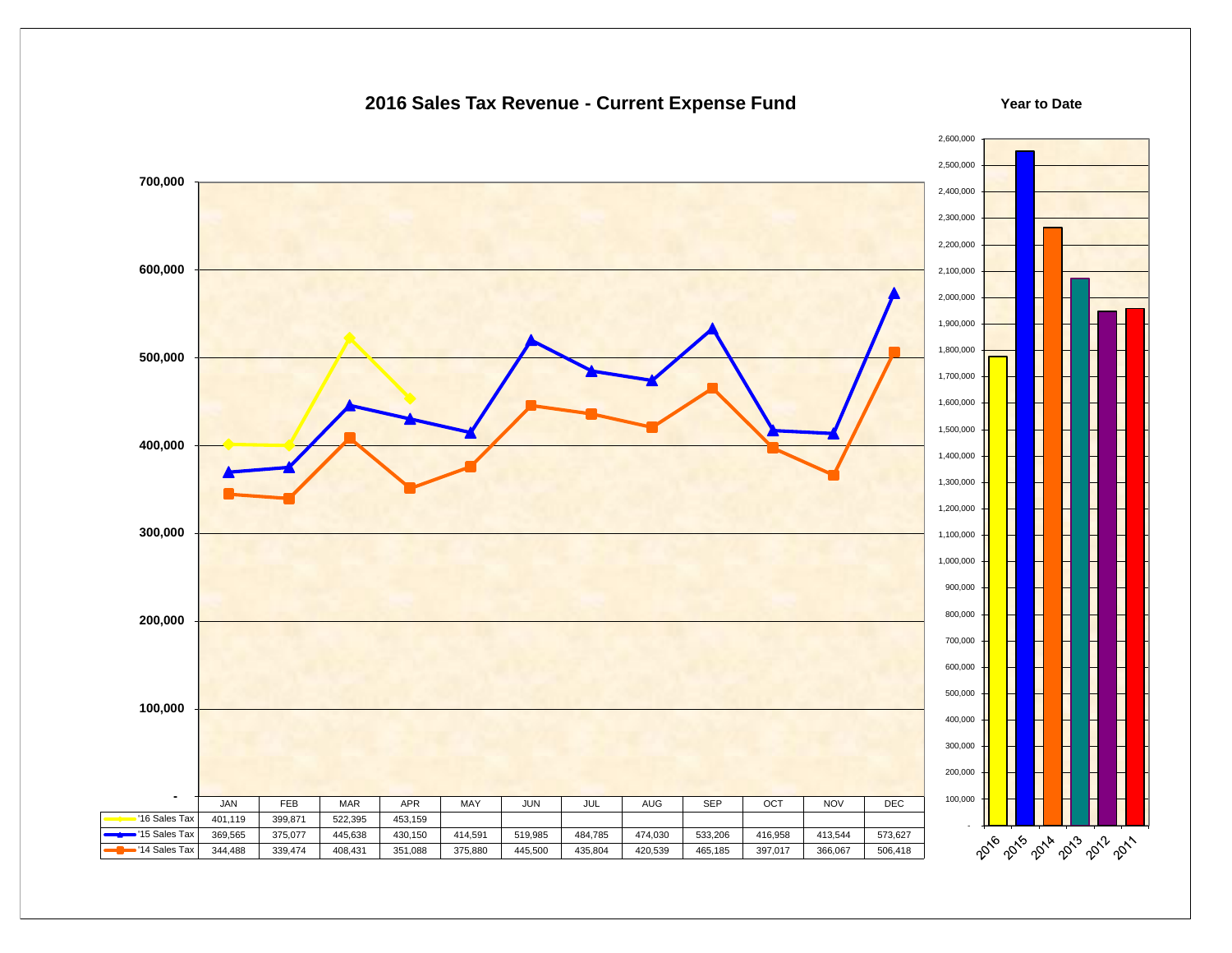# 2016 Sales Tax Revenue - Current Expense Fund

| | JAN | FEB | MAR | APR | MAY | JUN | JUL | AUG | SEP | OCT | NOV | DEC |
|---|---|---|---|---|---|---|---|---|---|---|---|---|
| '16 Sales Tax | 401,119 | 399,871 | 522,395 | 453,159 | | | | | | | | |
| '15 Sales Tax | 369,565 | 375,077 | 445,638 | 430,150 | 414,591 | 519,985 | 484,785 | 474,030 | 533,206 | 416,958 | 413,544 | 573,627 |
| '14 Sales Tax | 344,488 | 339,474 | 408,431 | 351,088 | 375,880 | 445,500 | 435,804 | 420,539 | 465,185 | 397,017 | 366,067 | 506,418 |

**Year to Date**

Years shown: 2016, 2015, 2014, 2013, 2012, 2011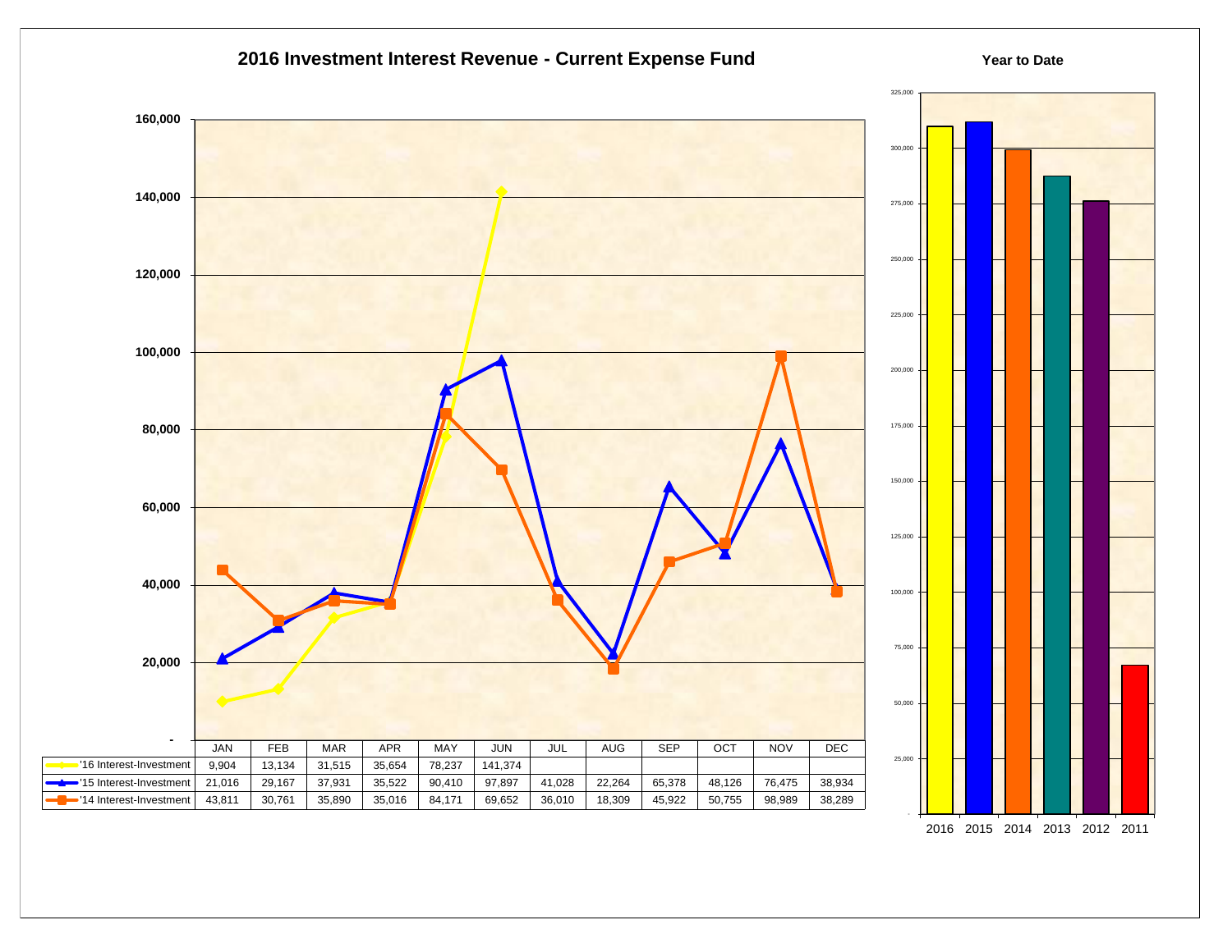# 2016 Investment Interest Revenue - Current Expense Fund

| | JAN | FEB | MAR | APR | MAY | JUN | JUL | AUG | SEP | OCT | NOV | DEC |
|---|---|---|---|---|---|---|---|---|---|---|---|---|
| '16 Interest-Investment | 9,904 | 13,134 | 31,515 | 35,654 | 78,237 | 141,374 | | | | | | |
| '15 Interest-Investment | 21,016 | 29,167 | 37,931 | 35,522 | 90,410 | 97,897 | 41,028 | 22,264 | 65,378 | 48,126 | 76,475 | 38,934 |
| '14 Interest-Investment | 43,811 | 30,761 | 35,890 | 35,016 | 84,171 | 69,652 | 36,010 | 18,309 | 45,922 | 50,755 | 98,989 | 38,289 |

## Year to Date

2016, 2015, 2014, 2013, 2012, 2011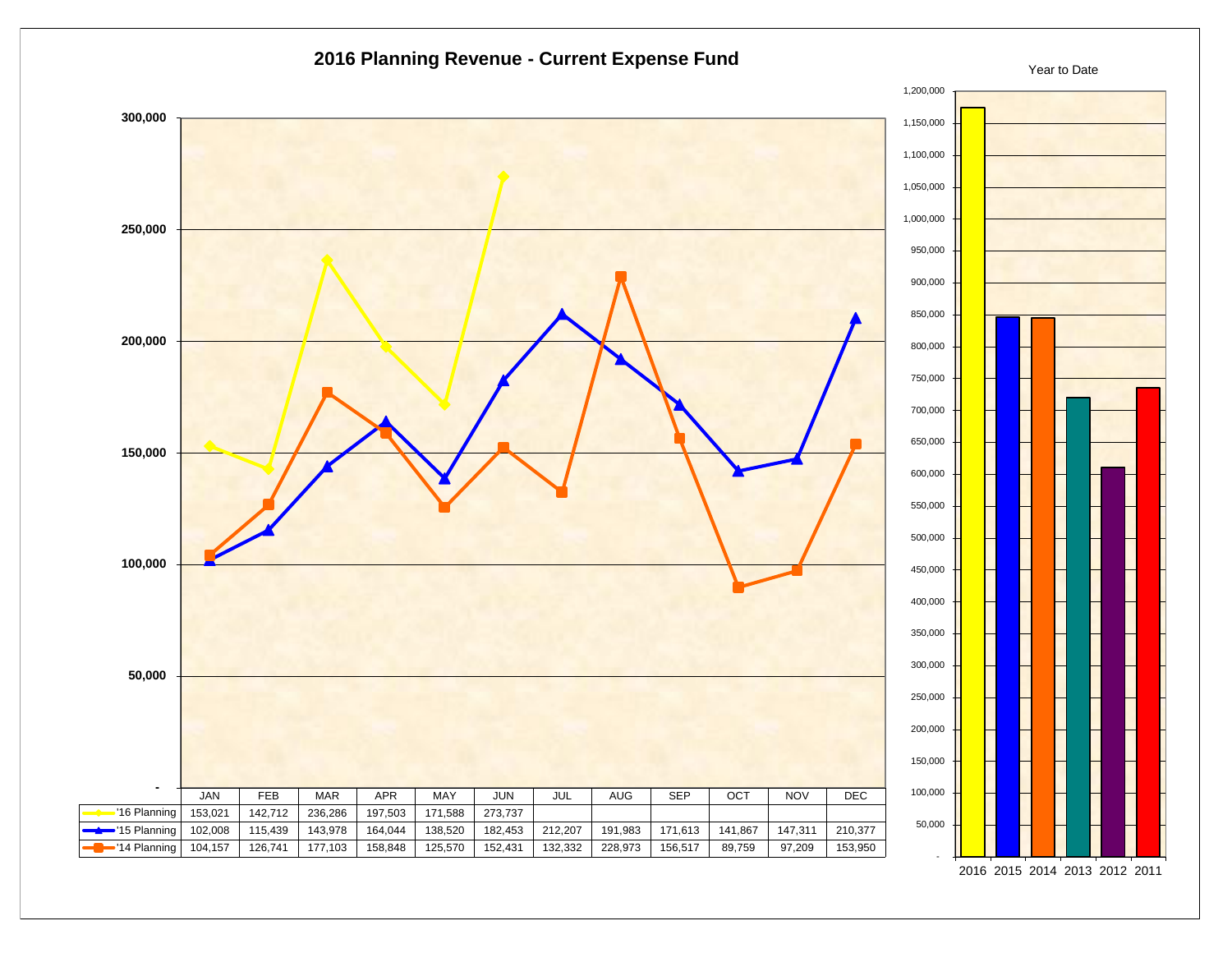# 2016 Planning Revenue - Current Expense Fund

| | JAN | FEB | MAR | APR | MAY | JUN | JUL | AUG | SEP | OCT | NOV | DEC |
|---|---|---|---|---|---|---|---|---|---|---|---|---|
| '16 Planning | 153,021 | 142,712 | 236,286 | 197,503 | 171,588 | 273,737 | | | | | | |
| '15 Planning | 102,008 | 115,439 | 143,978 | 164,044 | 138,520 | 182,453 | 212,207 | 191,983 | 171,613 | 141,867 | 147,311 | 210,377 |
| '14 Planning | 104,157 | 126,741 | 177,103 | 158,848 | 125,570 | 152,431 | 132,332 | 228,973 | 156,517 | 89,759 | 97,209 | 153,950 |

Year to Date

2016 2015 2014 2013 2012 2011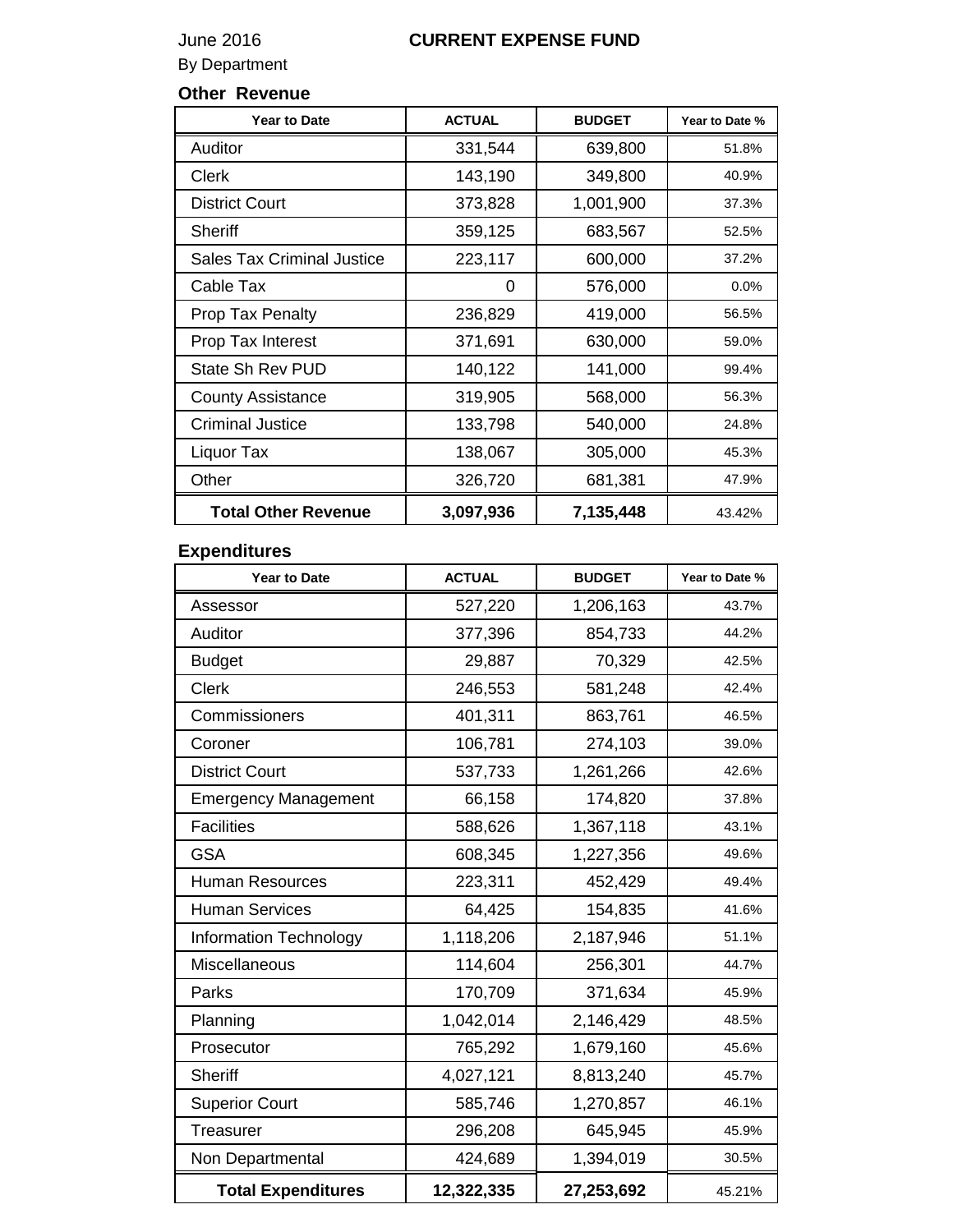June 2016 **CURRENT EXPENSE FUND**

By Department

### Other Revenue

| Year to Date | ACTUAL | BUDGET | Year to Date % |
|---|---|---|---|
| Auditor | 331,544 | 639,800 | 51.8% |
| Clerk | 143,190 | 349,800 | 40.9% |
| District Court | 373,828 | 1,001,900 | 37.3% |
| Sheriff | 359,125 | 683,567 | 52.5% |
| Sales Tax Criminal Justice | 223,117 | 600,000 | 37.2% |
| Cable Tax | 0 | 576,000 | 0.0% |
| Prop Tax Penalty | 236,829 | 419,000 | 56.5% |
| Prop Tax Interest | 371,691 | 630,000 | 59.0% |
| State Sh Rev PUD | 140,122 | 141,000 | 99.4% |
| County Assistance | 319,905 | 568,000 | 56.3% |
| Criminal Justice | 133,798 | 540,000 | 24.8% |
| Liquor Tax | 138,067 | 305,000 | 45.3% |
| Other | 326,720 | 681,381 | 47.9% |
| **Total Other Revenue** | **3,097,936** | **7,135,448** | 43.42% |

### Expenditures

| Year to Date | ACTUAL | BUDGET | Year to Date % |
|---|---|---|---|
| Assessor | 527,220 | 1,206,163 | 43.7% |
| Auditor | 377,396 | 854,733 | 44.2% |
| Budget | 29,887 | 70,329 | 42.5% |
| Clerk | 246,553 | 581,248 | 42.4% |
| Commissioners | 401,311 | 863,761 | 46.5% |
| Coroner | 106,781 | 274,103 | 39.0% |
| District Court | 537,733 | 1,261,266 | 42.6% |
| Emergency Management | 66,158 | 174,820 | 37.8% |
| Facilities | 588,626 | 1,367,118 | 43.1% |
| GSA | 608,345 | 1,227,356 | 49.6% |
| Human Resources | 223,311 | 452,429 | 49.4% |
| Human Services | 64,425 | 154,835 | 41.6% |
| Information Technology | 1,118,206 | 2,187,946 | 51.1% |
| Miscellaneous | 114,604 | 256,301 | 44.7% |
| Parks | 170,709 | 371,634 | 45.9% |
| Planning | 1,042,014 | 2,146,429 | 48.5% |
| Prosecutor | 765,292 | 1,679,160 | 45.6% |
| Sheriff | 4,027,121 | 8,813,240 | 45.7% |
| Superior Court | 585,746 | 1,270,857 | 46.1% |
| Treasurer | 296,208 | 645,945 | 45.9% |
| Non Departmental | 424,689 | 1,394,019 | 30.5% |
| **Total Expenditures** | **12,322,335** | **27,253,692** | 45.21% |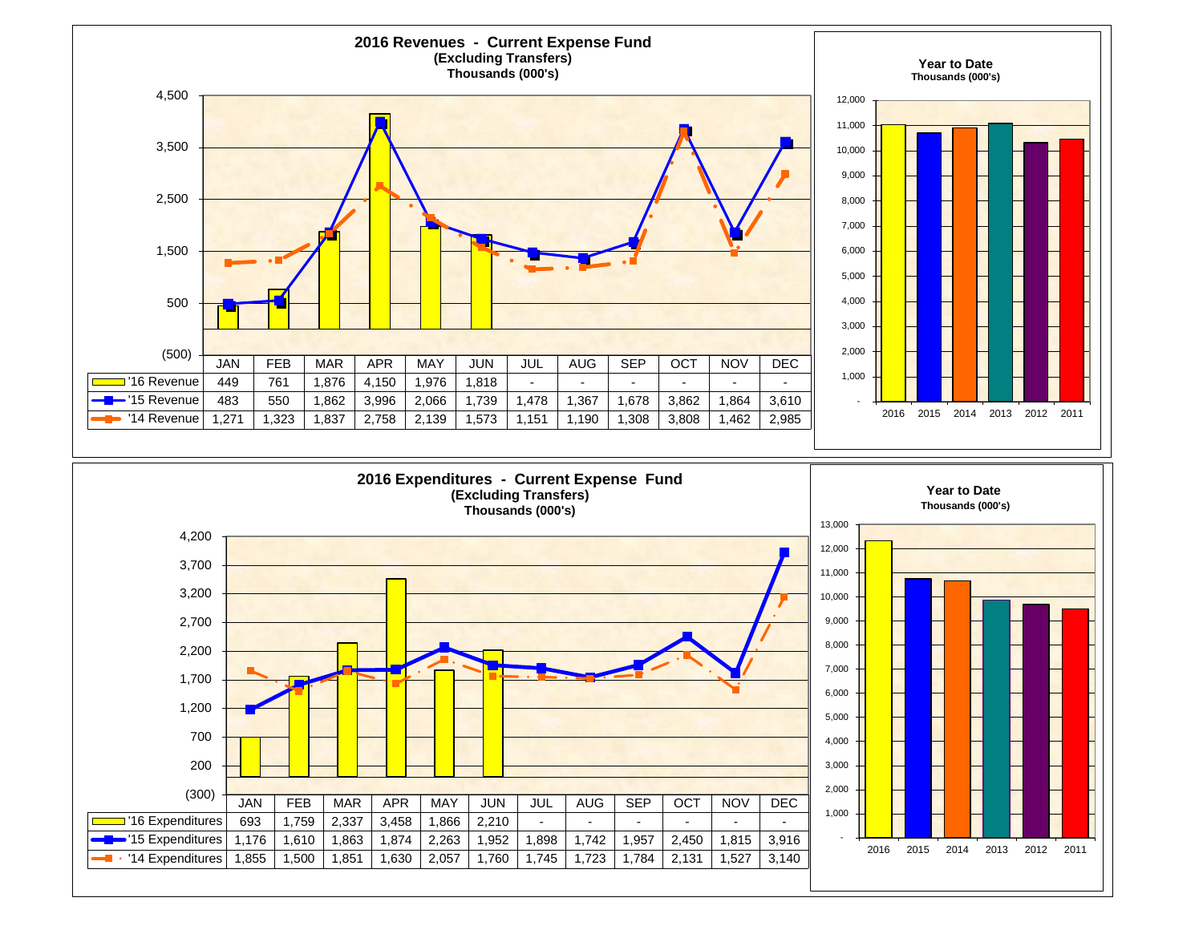## 2016 Revenues - Current Expense Fund
**(Excluding Transfers)**
**Thousands (000's)**

| | JAN | FEB | MAR | APR | MAY | JUN | JUL | AUG | SEP | OCT | NOV | DEC |
|---|---|---|---|---|---|---|---|---|---|---|---|---|
| '16 Revenue | 449 | 761 | 1,876 | 4,150 | 1,976 | 1,818 | - | - | - | - | - | - |
| '15 Revenue | 483 | 550 | 1,862 | 3,996 | 2,066 | 1,739 | 1,478 | 1,367 | 1,678 | 3,862 | 1,864 | 3,610 |
| '14 Revenue | 1,271 | 1,323 | 1,837 | 2,758 | 2,139 | 1,573 | 1,151 | 1,190 | 1,308 | 3,808 | 1,462 | 2,985 |

**Year to Date**
**Thousands (000's)**

2016, 2015, 2014, 2013, 2012, 2011

## 2016 Expenditures - Current Expense Fund
**(Excluding Transfers)**
**Thousands (000's)**

| | JAN | FEB | MAR | APR | MAY | JUN | JUL | AUG | SEP | OCT | NOV | DEC |
|---|---|---|---|---|---|---|---|---|---|---|---|---|
| '16 Expenditures | 693 | 1,759 | 2,337 | 3,458 | 1,866 | 2,210 | - | - | - | - | - | - |
| '15 Expenditures | 1,176 | 1,610 | 1,863 | 1,874 | 2,263 | 1,952 | 1,898 | 1,742 | 1,957 | 2,450 | 1,815 | 3,916 |
| '14 Expenditures | 1,855 | 1,500 | 1,851 | 1,630 | 2,057 | 1,760 | 1,745 | 1,723 | 1,784 | 2,131 | 1,527 | 3,140 |

**Year to Date**
**Thousands (000's)**

2016, 2015, 2014, 2013, 2012, 2011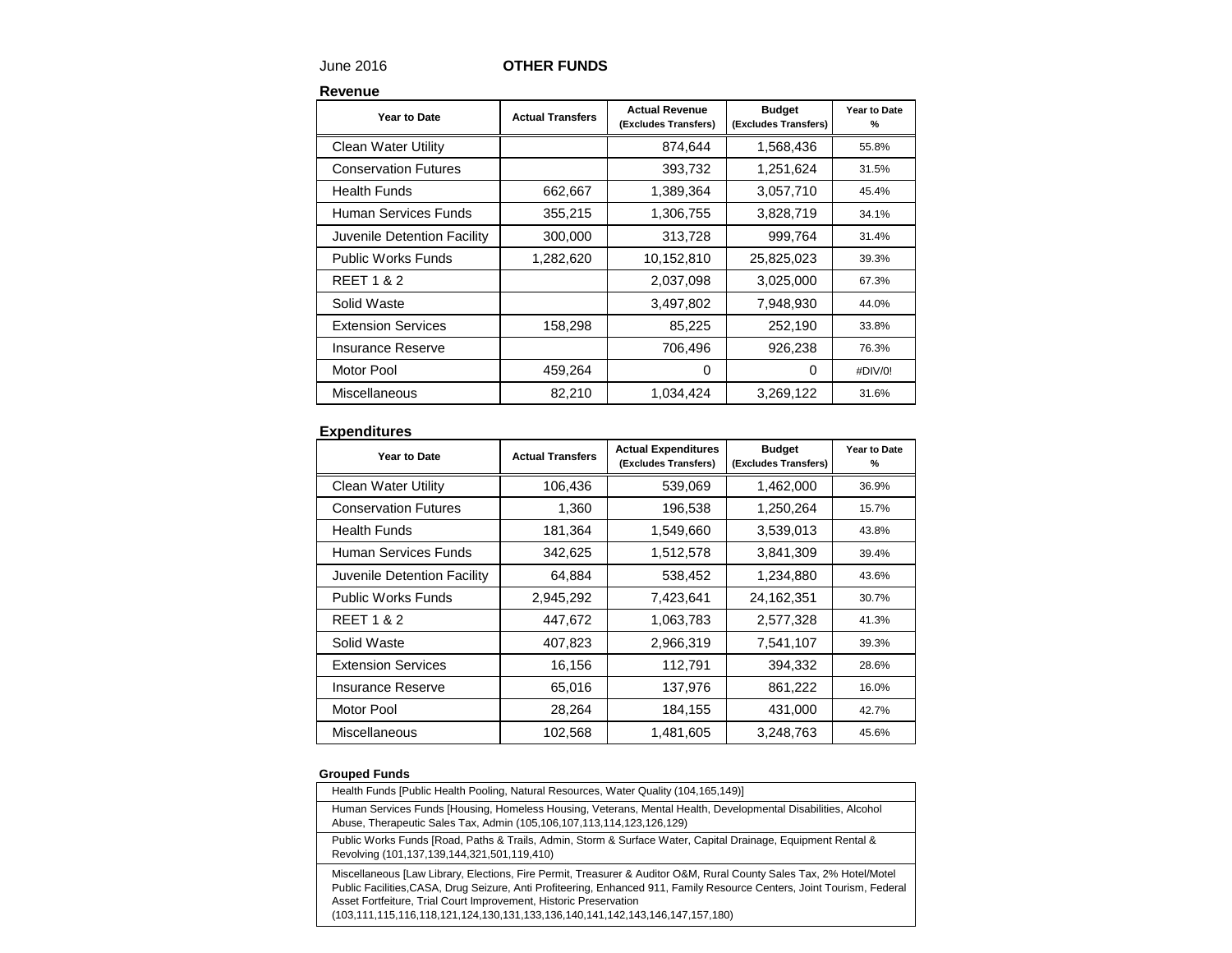June 2016 **OTHER FUNDS**

**Revenue**

| Year to Date | Actual Transfers | Actual Revenue (Excludes Transfers) | Budget (Excludes Transfers) | Year to Date % |
|---|---|---|---|---|
| Clean Water Utility | | 874,644 | 1,568,436 | 55.8% |
| Conservation Futures | | 393,732 | 1,251,624 | 31.5% |
| Health Funds | 662,667 | 1,389,364 | 3,057,710 | 45.4% |
| Human Services Funds | 355,215 | 1,306,755 | 3,828,719 | 34.1% |
| Juvenile Detention Facility | 300,000 | 313,728 | 999,764 | 31.4% |
| Public Works Funds | 1,282,620 | 10,152,810 | 25,825,023 | 39.3% |
| REET 1 & 2 | | 2,037,098 | 3,025,000 | 67.3% |
| Solid Waste | | 3,497,802 | 7,948,930 | 44.0% |
| Extension Services | 158,298 | 85,225 | 252,190 | 33.8% |
| Insurance Reserve | | 706,496 | 926,238 | 76.3% |
| Motor Pool | 459,264 | 0 | 0 | #DIV/0! |
| Miscellaneous | 82,210 | 1,034,424 | 3,269,122 | 31.6% |

**Expenditures**

| Year to Date | Actual Transfers | Actual Expenditures (Excludes Transfers) | Budget (Excludes Transfers) | Year to Date % |
|---|---|---|---|---|
| Clean Water Utility | 106,436 | 539,069 | 1,462,000 | 36.9% |
| Conservation Futures | 1,360 | 196,538 | 1,250,264 | 15.7% |
| Health Funds | 181,364 | 1,549,660 | 3,539,013 | 43.8% |
| Human Services Funds | 342,625 | 1,512,578 | 3,841,309 | 39.4% |
| Juvenile Detention Facility | 64,884 | 538,452 | 1,234,880 | 43.6% |
| Public Works Funds | 2,945,292 | 7,423,641 | 24,162,351 | 30.7% |
| REET 1 & 2 | 447,672 | 1,063,783 | 2,577,328 | 41.3% |
| Solid Waste | 407,823 | 2,966,319 | 7,541,107 | 39.3% |
| Extension Services | 16,156 | 112,791 | 394,332 | 28.6% |
| Insurance Reserve | 65,016 | 137,976 | 861,222 | 16.0% |
| Motor Pool | 28,264 | 184,155 | 431,000 | 42.7% |
| Miscellaneous | 102,568 | 1,481,605 | 3,248,763 | 45.6% |

**Grouped Funds**

| |
|---|
| Health Funds [Public Health Pooling, Natural Resources, Water Quality (104,165,149)] |
| Human Services Funds [Housing, Homeless Housing, Veterans, Mental Health, Developmental Disabilities, Alcohol Abuse, Therapeutic Sales Tax, Admin (105,106,107,113,114,123,126,129) |
| Public Works Funds [Road, Paths & Trails, Admin, Storm & Surface Water, Capital Drainage, Equipment Rental & Revolving (101,137,139,144,321,501,119,410) |
| Miscellaneous [Law Library, Elections, Fire Permit, Treasurer & Auditor O&M, Rural County Sales Tax, 2% Hotel/Motel Public Facilities,CASA, Drug Seizure, Anti Profiteering, Enhanced 911, Family Resource Centers, Joint Tourism, Federal Asset Fortfeiture, Trial Court Improvement, Historic Preservation (103,111,115,116,118,121,124,130,131,133,136,140,141,142,143,146,147,157,180) |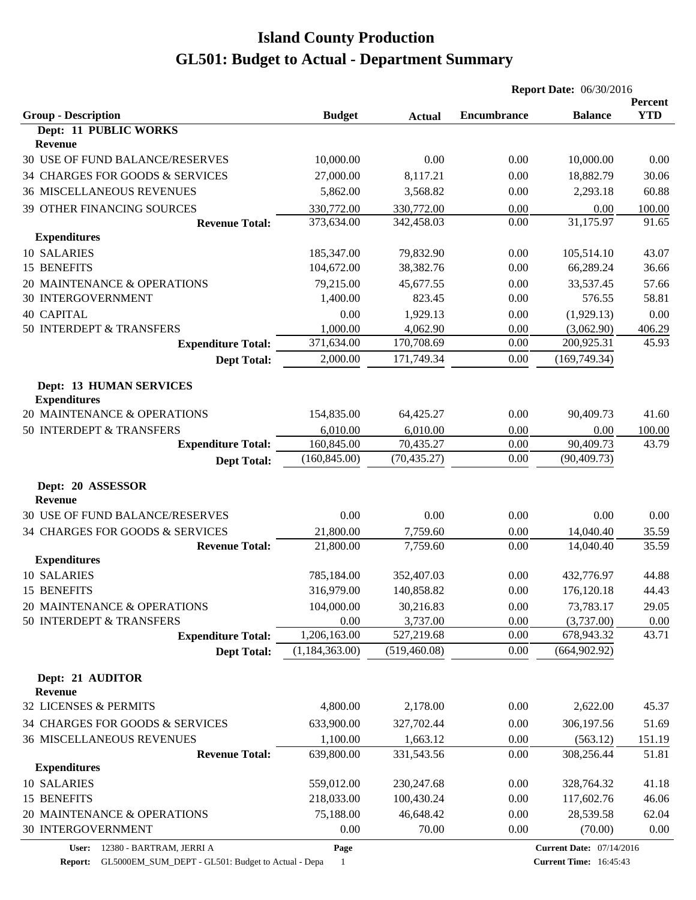# Island County Production
# GL501: Budget to Actual - Department Summary

**Report Date:** 06/30/2016

| Group - Description | Budget | Actual | Encumbrance | Balance | Percent YTD |
|---|---|---|---|---|---|
| **Dept: 11 PUBLIC WORKS** | | | | | |
| **Revenue** | | | | | |
| 30 USE OF FUND BALANCE/RESERVES | 10,000.00 | 0.00 | 0.00 | 10,000.00 | 0.00 |
| 34 CHARGES FOR GOODS & SERVICES | 27,000.00 | 8,117.21 | 0.00 | 18,882.79 | 30.06 |
| 36 MISCELLANEOUS REVENUES | 5,862.00 | 3,568.82 | 0.00 | 2,293.18 | 60.88 |
| 39 OTHER FINANCING SOURCES | 330,772.00 | 330,772.00 | 0.00 | 0.00 | 100.00 |
| **Revenue Total:** | 373,634.00 | 342,458.03 | 0.00 | 31,175.97 | 91.65 |
| **Expenditures** | | | | | |
| 10 SALARIES | 185,347.00 | 79,832.90 | 0.00 | 105,514.10 | 43.07 |
| 15 BENEFITS | 104,672.00 | 38,382.76 | 0.00 | 66,289.24 | 36.66 |
| 20 MAINTENANCE & OPERATIONS | 79,215.00 | 45,677.55 | 0.00 | 33,537.45 | 57.66 |
| 30 INTERGOVERNMENT | 1,400.00 | 823.45 | 0.00 | 576.55 | 58.81 |
| 40 CAPITAL | 0.00 | 1,929.13 | 0.00 | (1,929.13) | 0.00 |
| 50 INTERDEPT & TRANSFERS | 1,000.00 | 4,062.90 | 0.00 | (3,062.90) | 406.29 |
| **Expenditure Total:** | 371,634.00 | 170,708.69 | 0.00 | 200,925.31 | 45.93 |
| **Dept Total:** | 2,000.00 | 171,749.34 | 0.00 | (169,749.34) | |
| **Dept: 13 HUMAN SERVICES** | | | | | |
| **Expenditures** | | | | | |
| 20 MAINTENANCE & OPERATIONS | 154,835.00 | 64,425.27 | 0.00 | 90,409.73 | 41.60 |
| 50 INTERDEPT & TRANSFERS | 6,010.00 | 6,010.00 | 0.00 | 0.00 | 100.00 |
| **Expenditure Total:** | 160,845.00 | 70,435.27 | 0.00 | 90,409.73 | 43.79 |
| **Dept Total:** | (160,845.00) | (70,435.27) | 0.00 | (90,409.73) | |
| **Dept: 20 ASSESSOR** | | | | | |
| **Revenue** | | | | | |
| 30 USE OF FUND BALANCE/RESERVES | 0.00 | 0.00 | 0.00 | 0.00 | 0.00 |
| 34 CHARGES FOR GOODS & SERVICES | 21,800.00 | 7,759.60 | 0.00 | 14,040.40 | 35.59 |
| **Revenue Total:** | 21,800.00 | 7,759.60 | 0.00 | 14,040.40 | 35.59 |
| **Expenditures** | | | | | |
| 10 SALARIES | 785,184.00 | 352,407.03 | 0.00 | 432,776.97 | 44.88 |
| 15 BENEFITS | 316,979.00 | 140,858.82 | 0.00 | 176,120.18 | 44.43 |
| 20 MAINTENANCE & OPERATIONS | 104,000.00 | 30,216.83 | 0.00 | 73,783.17 | 29.05 |
| 50 INTERDEPT & TRANSFERS | 0.00 | 3,737.00 | 0.00 | (3,737.00) | 0.00 |
| **Expenditure Total:** | 1,206,163.00 | 527,219.68 | 0.00 | 678,943.32 | 43.71 |
| **Dept Total:** | (1,184,363.00) | (519,460.08) | 0.00 | (664,902.92) | |
| **Dept: 21 AUDITOR** | | | | | |
| **Revenue** | | | | | |
| 32 LICENSES & PERMITS | 4,800.00 | 2,178.00 | 0.00 | 2,622.00 | 45.37 |
| 34 CHARGES FOR GOODS & SERVICES | 633,900.00 | 327,702.44 | 0.00 | 306,197.56 | 51.69 |
| 36 MISCELLANEOUS REVENUES | 1,100.00 | 1,663.12 | 0.00 | (563.12) | 151.19 |
| **Revenue Total:** | 639,800.00 | 331,543.56 | 0.00 | 308,256.44 | 51.81 |
| **Expenditures** | | | | | |
| 10 SALARIES | 559,012.00 | 230,247.68 | 0.00 | 328,764.32 | 41.18 |
| 15 BENEFITS | 218,033.00 | 100,430.24 | 0.00 | 117,602.76 | 46.06 |
| 20 MAINTENANCE & OPERATIONS | 75,188.00 | 46,648.42 | 0.00 | 28,539.58 | 62.04 |
| 30 INTERGOVERNMENT | 0.00 | 70.00 | 0.00 | (70.00) | 0.00 |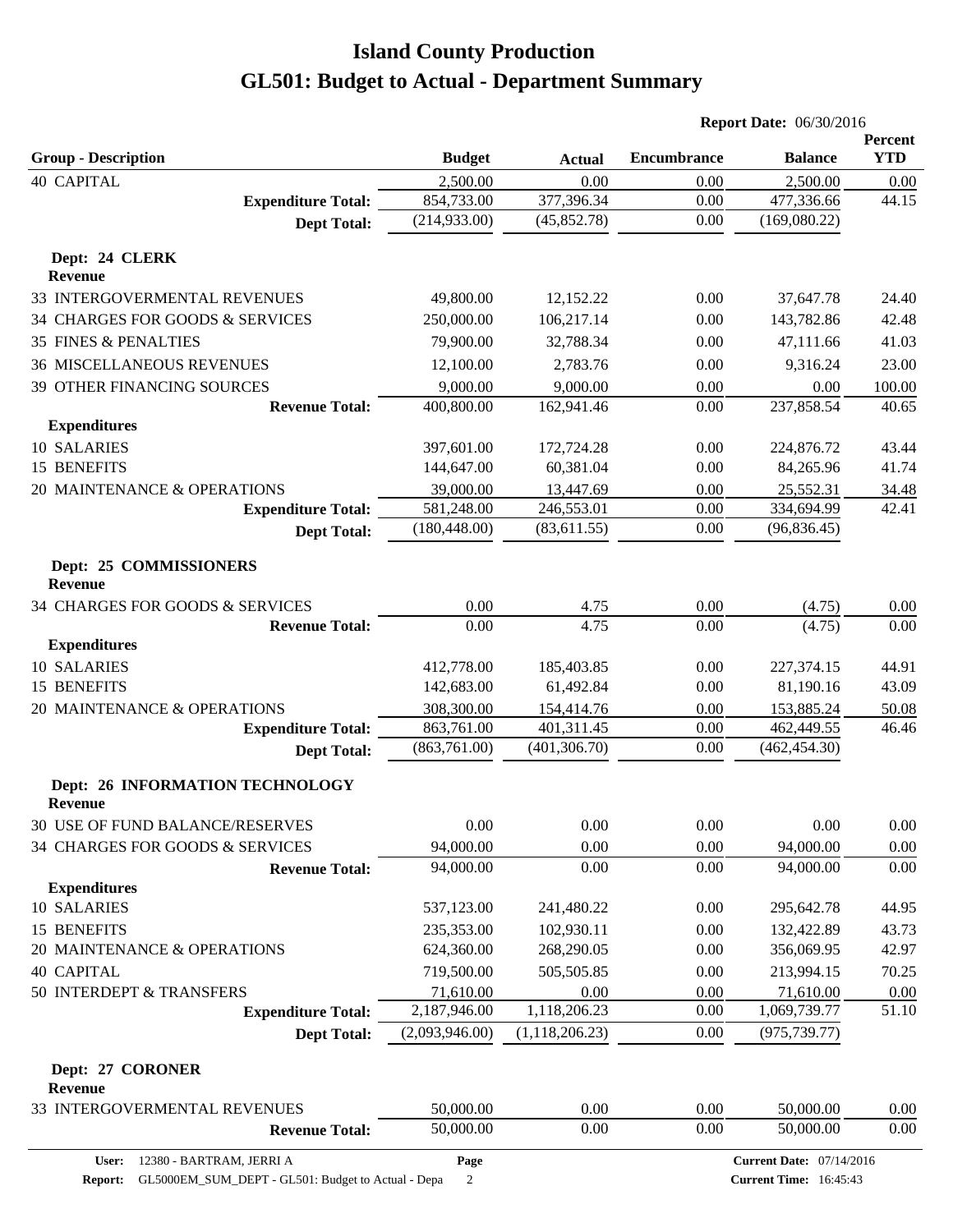# Island County Production

# GL501: Budget to Actual - Department Summary

**Report Date:** 06/30/2016

| Group - Description | Budget | Actual | Encumbrance | Balance | Percent YTD |
|---|---|---|---|---|---|
| 40 CAPITAL | 2,500.00 | 0.00 | 0.00 | 2,500.00 | 0.00 |
| **Expenditure Total:** | 854,733.00 | 377,396.34 | 0.00 | 477,336.66 | 44.15 |
| **Dept Total:** | (214,933.00) | (45,852.78) | 0.00 | (169,080.22) | |
| **Dept: 24 CLERK** | | | | | |
| **Revenue** | | | | | |
| 33 INTERGOVERMENTAL REVENUES | 49,800.00 | 12,152.22 | 0.00 | 37,647.78 | 24.40 |
| 34 CHARGES FOR GOODS & SERVICES | 250,000.00 | 106,217.14 | 0.00 | 143,782.86 | 42.48 |
| 35 FINES & PENALTIES | 79,900.00 | 32,788.34 | 0.00 | 47,111.66 | 41.03 |
| 36 MISCELLANEOUS REVENUES | 12,100.00 | 2,783.76 | 0.00 | 9,316.24 | 23.00 |
| 39 OTHER FINANCING SOURCES | 9,000.00 | 9,000.00 | 0.00 | 0.00 | 100.00 |
| **Revenue Total:** | 400,800.00 | 162,941.46 | 0.00 | 237,858.54 | 40.65 |
| **Expenditures** | | | | | |
| 10 SALARIES | 397,601.00 | 172,724.28 | 0.00 | 224,876.72 | 43.44 |
| 15 BENEFITS | 144,647.00 | 60,381.04 | 0.00 | 84,265.96 | 41.74 |
| 20 MAINTENANCE & OPERATIONS | 39,000.00 | 13,447.69 | 0.00 | 25,552.31 | 34.48 |
| **Expenditure Total:** | 581,248.00 | 246,553.01 | 0.00 | 334,694.99 | 42.41 |
| **Dept Total:** | (180,448.00) | (83,611.55) | 0.00 | (96,836.45) | |
| **Dept: 25 COMMISSIONERS** | | | | | |
| **Revenue** | | | | | |
| 34 CHARGES FOR GOODS & SERVICES | 0.00 | 4.75 | 0.00 | (4.75) | 0.00 |
| **Revenue Total:** | 0.00 | 4.75 | 0.00 | (4.75) | 0.00 |
| **Expenditures** | | | | | |
| 10 SALARIES | 412,778.00 | 185,403.85 | 0.00 | 227,374.15 | 44.91 |
| 15 BENEFITS | 142,683.00 | 61,492.84 | 0.00 | 81,190.16 | 43.09 |
| 20 MAINTENANCE & OPERATIONS | 308,300.00 | 154,414.76 | 0.00 | 153,885.24 | 50.08 |
| **Expenditure Total:** | 863,761.00 | 401,311.45 | 0.00 | 462,449.55 | 46.46 |
| **Dept Total:** | (863,761.00) | (401,306.70) | 0.00 | (462,454.30) | |
| **Dept: 26 INFORMATION TECHNOLOGY** | | | | | |
| **Revenue** | | | | | |
| 30 USE OF FUND BALANCE/RESERVES | 0.00 | 0.00 | 0.00 | 0.00 | 0.00 |
| 34 CHARGES FOR GOODS & SERVICES | 94,000.00 | 0.00 | 0.00 | 94,000.00 | 0.00 |
| **Revenue Total:** | 94,000.00 | 0.00 | 0.00 | 94,000.00 | 0.00 |
| **Expenditures** | | | | | |
| 10 SALARIES | 537,123.00 | 241,480.22 | 0.00 | 295,642.78 | 44.95 |
| 15 BENEFITS | 235,353.00 | 102,930.11 | 0.00 | 132,422.89 | 43.73 |
| 20 MAINTENANCE & OPERATIONS | 624,360.00 | 268,290.05 | 0.00 | 356,069.95 | 42.97 |
| 40 CAPITAL | 719,500.00 | 505,505.85 | 0.00 | 213,994.15 | 70.25 |
| 50 INTERDEPT & TRANSFERS | 71,610.00 | 0.00 | 0.00 | 71,610.00 | 0.00 |
| **Expenditure Total:** | 2,187,946.00 | 1,118,206.23 | 0.00 | 1,069,739.77 | 51.10 |
| **Dept Total:** | (2,093,946.00) | (1,118,206.23) | 0.00 | (975,739.77) | |
| **Dept: 27 CORONER** | | | | | |
| **Revenue** | | | | | |
| 33 INTERGOVERMENTAL REVENUES | 50,000.00 | 0.00 | 0.00 | 50,000.00 | 0.00 |
| **Revenue Total:** | 50,000.00 | 0.00 | 0.00 | 50,000.00 | 0.00 |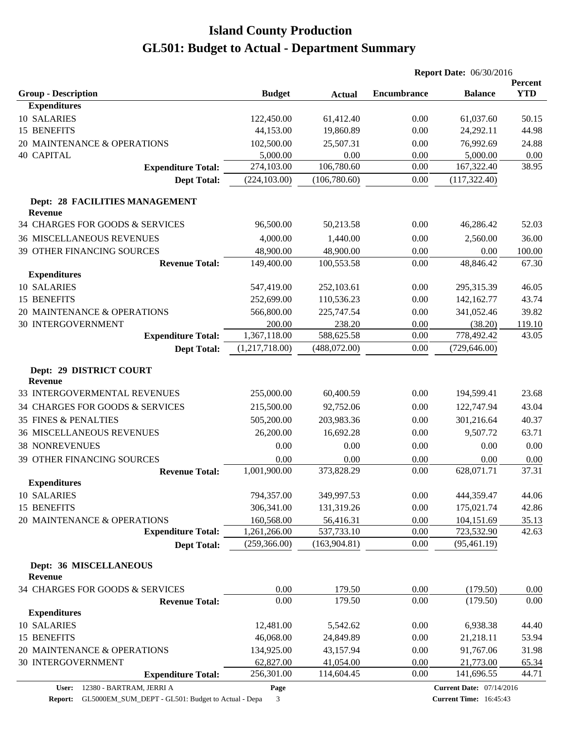# Island County Production
# GL501: Budget to Actual - Department Summary

**Report Date:** 06/30/2016

| Group - Description | Budget | Actual | Encumbrance | Balance | Percent YTD |
|---|---|---|---|---|---|
| **Expenditures** | | | | | |
| 10 SALARIES | 122,450.00 | 61,412.40 | 0.00 | 61,037.60 | 50.15 |
| 15 BENEFITS | 44,153.00 | 19,860.89 | 0.00 | 24,292.11 | 44.98 |
| 20 MAINTENANCE & OPERATIONS | 102,500.00 | 25,507.31 | 0.00 | 76,992.69 | 24.88 |
| 40 CAPITAL | 5,000.00 | 0.00 | 0.00 | 5,000.00 | 0.00 |
| **Expenditure Total:** | 274,103.00 | 106,780.60 | 0.00 | 167,322.40 | 38.95 |
| **Dept Total:** | (224,103.00) | (106,780.60) | 0.00 | (117,322.40) | |
| **Dept: 28 FACILITIES MANAGEMENT** | | | | | |
| **Revenue** | | | | | |
| 34 CHARGES FOR GOODS & SERVICES | 96,500.00 | 50,213.58 | 0.00 | 46,286.42 | 52.03 |
| 36 MISCELLANEOUS REVENUES | 4,000.00 | 1,440.00 | 0.00 | 2,560.00 | 36.00 |
| 39 OTHER FINANCING SOURCES | 48,900.00 | 48,900.00 | 0.00 | 0.00 | 100.00 |
| **Revenue Total:** | 149,400.00 | 100,553.58 | 0.00 | 48,846.42 | 67.30 |
| **Expenditures** | | | | | |
| 10 SALARIES | 547,419.00 | 252,103.61 | 0.00 | 295,315.39 | 46.05 |
| 15 BENEFITS | 252,699.00 | 110,536.23 | 0.00 | 142,162.77 | 43.74 |
| 20 MAINTENANCE & OPERATIONS | 566,800.00 | 225,747.54 | 0.00 | 341,052.46 | 39.82 |
| 30 INTERGOVERNMENT | 200.00 | 238.20 | 0.00 | (38.20) | 119.10 |
| **Expenditure Total:** | 1,367,118.00 | 588,625.58 | 0.00 | 778,492.42 | 43.05 |
| **Dept Total:** | (1,217,718.00) | (488,072.00) | 0.00 | (729,646.00) | |
| **Dept: 29 DISTRICT COURT** | | | | | |
| **Revenue** | | | | | |
| 33 INTERGOVERMENTAL REVENUES | 255,000.00 | 60,400.59 | 0.00 | 194,599.41 | 23.68 |
| 34 CHARGES FOR GOODS & SERVICES | 215,500.00 | 92,752.06 | 0.00 | 122,747.94 | 43.04 |
| 35 FINES & PENALTIES | 505,200.00 | 203,983.36 | 0.00 | 301,216.64 | 40.37 |
| 36 MISCELLANEOUS REVENUES | 26,200.00 | 16,692.28 | 0.00 | 9,507.72 | 63.71 |
| 38 NONREVENUES | 0.00 | 0.00 | 0.00 | 0.00 | 0.00 |
| 39 OTHER FINANCING SOURCES | 0.00 | 0.00 | 0.00 | 0.00 | 0.00 |
| **Revenue Total:** | 1,001,900.00 | 373,828.29 | 0.00 | 628,071.71 | 37.31 |
| **Expenditures** | | | | | |
| 10 SALARIES | 794,357.00 | 349,997.53 | 0.00 | 444,359.47 | 44.06 |
| 15 BENEFITS | 306,341.00 | 131,319.26 | 0.00 | 175,021.74 | 42.86 |
| 20 MAINTENANCE & OPERATIONS | 160,568.00 | 56,416.31 | 0.00 | 104,151.69 | 35.13 |
| **Expenditure Total:** | 1,261,266.00 | 537,733.10 | 0.00 | 723,532.90 | 42.63 |
| **Dept Total:** | (259,366.00) | (163,904.81) | 0.00 | (95,461.19) | |
| **Dept: 36 MISCELLANEOUS** | | | | | |
| **Revenue** | | | | | |
| 34 CHARGES FOR GOODS & SERVICES | 0.00 | 179.50 | 0.00 | (179.50) | 0.00 |
| **Revenue Total:** | 0.00 | 179.50 | 0.00 | (179.50) | 0.00 |
| **Expenditures** | | | | | |
| 10 SALARIES | 12,481.00 | 5,542.62 | 0.00 | 6,938.38 | 44.40 |
| 15 BENEFITS | 46,068.00 | 24,849.89 | 0.00 | 21,218.11 | 53.94 |
| 20 MAINTENANCE & OPERATIONS | 134,925.00 | 43,157.94 | 0.00 | 91,767.06 | 31.98 |
| 30 INTERGOVERNMENT | 62,827.00 | 41,054.00 | 0.00 | 21,773.00 | 65.34 |
| **Expenditure Total:** | 256,301.00 | 114,604.45 | 0.00 | 141,696.55 | 44.71 |

**User:** 12380 - BARTRAM, JERRI A
**Report:** GL5000EM_SUM_DEPT - GL501: Budget to Actual - Depa
**Current Date:** 07/14/2016
**Current Time:** 16:45:43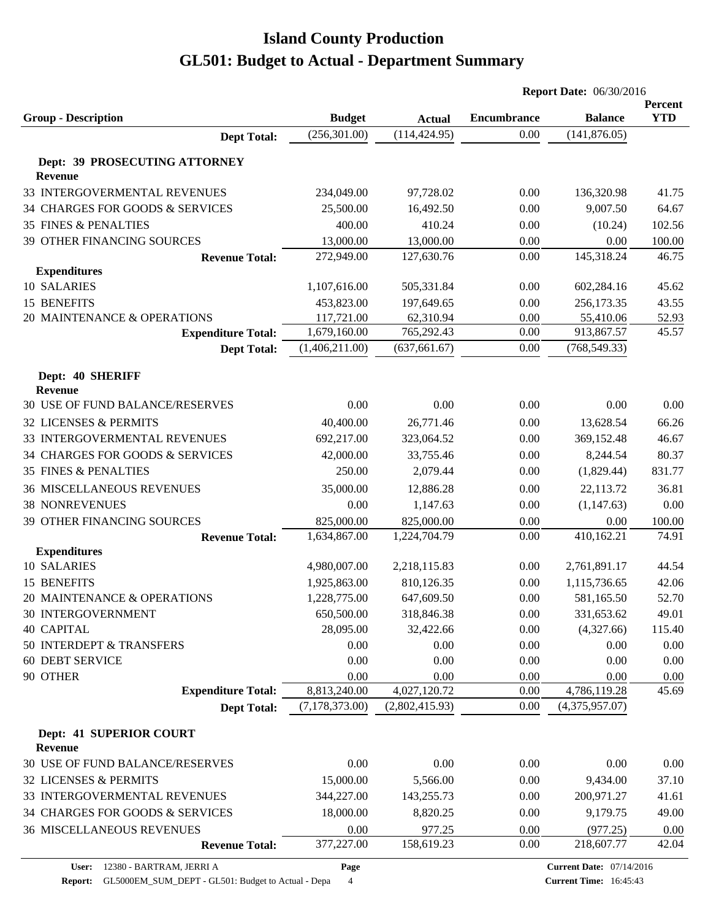# Island County Production
# GL501: Budget to Actual - Department Summary

**Report Date:** 06/30/2016

| Group - Description | Budget | Actual | Encumbrance | Balance | Percent YTD |
|---|---|---|---|---|---|
| **Dept Total:** | (256,301.00) | (114,424.95) | 0.00 | (141,876.05) | |
| **Dept: 39 PROSECUTING ATTORNEY** | | | | | |
| **Revenue** | | | | | |
| 33 INTERGOVERMENTAL REVENUES | 234,049.00 | 97,728.02 | 0.00 | 136,320.98 | 41.75 |
| 34 CHARGES FOR GOODS & SERVICES | 25,500.00 | 16,492.50 | 0.00 | 9,007.50 | 64.67 |
| 35 FINES & PENALTIES | 400.00 | 410.24 | 0.00 | (10.24) | 102.56 |
| 39 OTHER FINANCING SOURCES | 13,000.00 | 13,000.00 | 0.00 | 0.00 | 100.00 |
| **Revenue Total:** | 272,949.00 | 127,630.76 | 0.00 | 145,318.24 | 46.75 |
| **Expenditures** | | | | | |
| 10 SALARIES | 1,107,616.00 | 505,331.84 | 0.00 | 602,284.16 | 45.62 |
| 15 BENEFITS | 453,823.00 | 197,649.65 | 0.00 | 256,173.35 | 43.55 |
| 20 MAINTENANCE & OPERATIONS | 117,721.00 | 62,310.94 | 0.00 | 55,410.06 | 52.93 |
| **Expenditure Total:** | 1,679,160.00 | 765,292.43 | 0.00 | 913,867.57 | 45.57 |
| **Dept Total:** | (1,406,211.00) | (637,661.67) | 0.00 | (768,549.33) | |
| **Dept: 40 SHERIFF** | | | | | |
| **Revenue** | | | | | |
| 30 USE OF FUND BALANCE/RESERVES | 0.00 | 0.00 | 0.00 | 0.00 | 0.00 |
| 32 LICENSES & PERMITS | 40,400.00 | 26,771.46 | 0.00 | 13,628.54 | 66.26 |
| 33 INTERGOVERMENTAL REVENUES | 692,217.00 | 323,064.52 | 0.00 | 369,152.48 | 46.67 |
| 34 CHARGES FOR GOODS & SERVICES | 42,000.00 | 33,755.46 | 0.00 | 8,244.54 | 80.37 |
| 35 FINES & PENALTIES | 250.00 | 2,079.44 | 0.00 | (1,829.44) | 831.77 |
| 36 MISCELLANEOUS REVENUES | 35,000.00 | 12,886.28 | 0.00 | 22,113.72 | 36.81 |
| 38 NONREVENUES | 0.00 | 1,147.63 | 0.00 | (1,147.63) | 0.00 |
| 39 OTHER FINANCING SOURCES | 825,000.00 | 825,000.00 | 0.00 | 0.00 | 100.00 |
| **Revenue Total:** | 1,634,867.00 | 1,224,704.79 | 0.00 | 410,162.21 | 74.91 |
| **Expenditures** | | | | | |
| 10 SALARIES | 4,980,007.00 | 2,218,115.83 | 0.00 | 2,761,891.17 | 44.54 |
| 15 BENEFITS | 1,925,863.00 | 810,126.35 | 0.00 | 1,115,736.65 | 42.06 |
| 20 MAINTENANCE & OPERATIONS | 1,228,775.00 | 647,609.50 | 0.00 | 581,165.50 | 52.70 |
| 30 INTERGOVERNMENT | 650,500.00 | 318,846.38 | 0.00 | 331,653.62 | 49.01 |
| 40 CAPITAL | 28,095.00 | 32,422.66 | 0.00 | (4,327.66) | 115.40 |
| 50 INTERDEPT & TRANSFERS | 0.00 | 0.00 | 0.00 | 0.00 | 0.00 |
| 60 DEBT SERVICE | 0.00 | 0.00 | 0.00 | 0.00 | 0.00 |
| 90 OTHER | 0.00 | 0.00 | 0.00 | 0.00 | 0.00 |
| **Expenditure Total:** | 8,813,240.00 | 4,027,120.72 | 0.00 | 4,786,119.28 | 45.69 |
| **Dept Total:** | (7,178,373.00) | (2,802,415.93) | 0.00 | (4,375,957.07) | |
| **Dept: 41 SUPERIOR COURT** | | | | | |
| **Revenue** | | | | | |
| 30 USE OF FUND BALANCE/RESERVES | 0.00 | 0.00 | 0.00 | 0.00 | 0.00 |
| 32 LICENSES & PERMITS | 15,000.00 | 5,566.00 | 0.00 | 9,434.00 | 37.10 |
| 33 INTERGOVERMENTAL REVENUES | 344,227.00 | 143,255.73 | 0.00 | 200,971.27 | 41.61 |
| 34 CHARGES FOR GOODS & SERVICES | 18,000.00 | 8,820.25 | 0.00 | 9,179.75 | 49.00 |
| 36 MISCELLANEOUS REVENUES | 0.00 | 977.25 | 0.00 | (977.25) | 0.00 |
| **Revenue Total:** | 377,227.00 | 158,619.23 | 0.00 | 218,607.77 | 42.04 |

**User:** 12380 - BARTRAM, JERRI A
**Report:** GL5000EM_SUM_DEPT - GL501: Budget to Actual - Depa
**Current Date:** 07/14/2016
**Current Time:** 16:45:43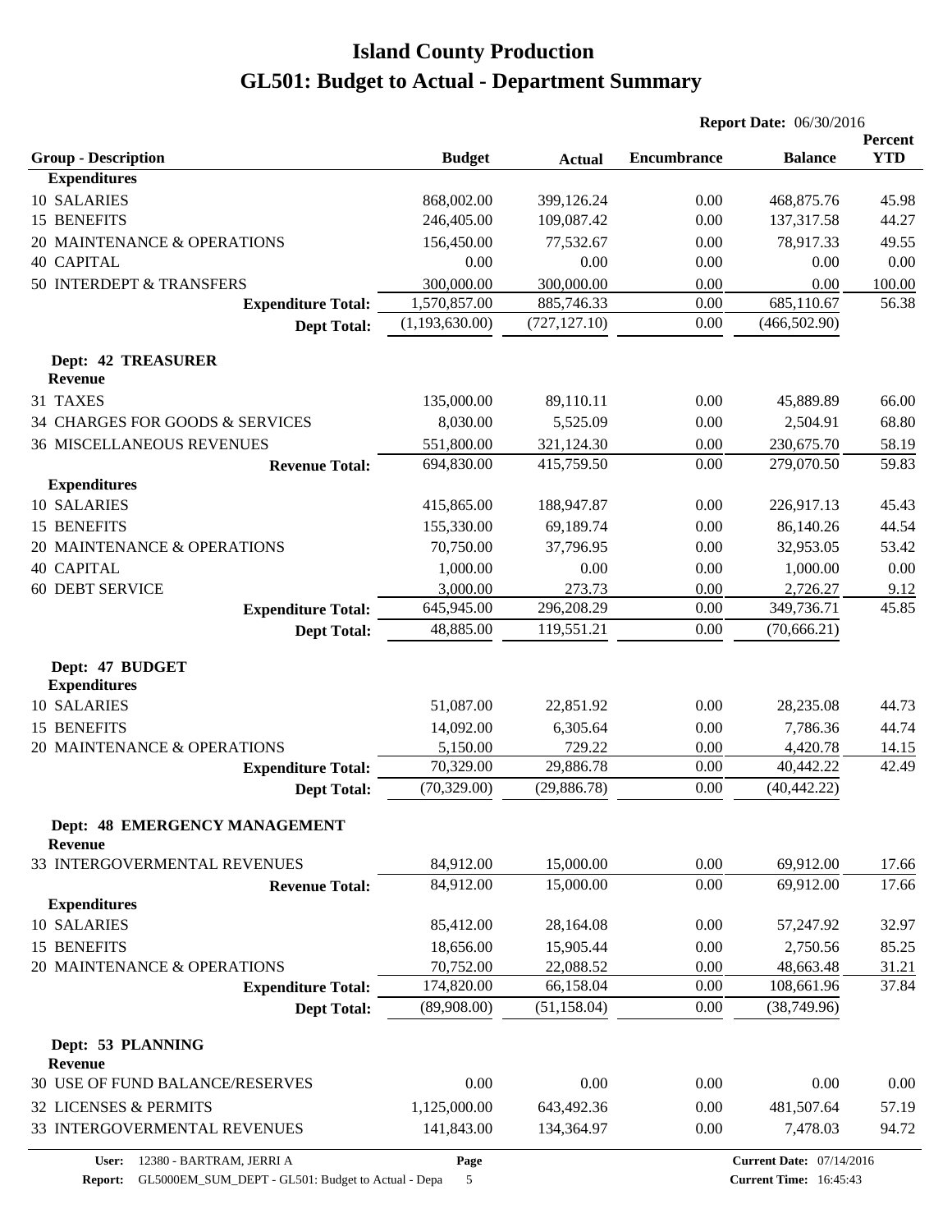# Island County Production
# GL501: Budget to Actual - Department Summary

**Report Date:** 06/30/2016

| Group - Description | Budget | Actual | Encumbrance | Balance | Percent YTD |
|---|---|---|---|---|---|
| **Expenditures** | | | | | |
| 10 SALARIES | 868,002.00 | 399,126.24 | 0.00 | 468,875.76 | 45.98 |
| 15 BENEFITS | 246,405.00 | 109,087.42 | 0.00 | 137,317.58 | 44.27 |
| 20 MAINTENANCE & OPERATIONS | 156,450.00 | 77,532.67 | 0.00 | 78,917.33 | 49.55 |
| 40 CAPITAL | 0.00 | 0.00 | 0.00 | 0.00 | 0.00 |
| 50 INTERDEPT & TRANSFERS | 300,000.00 | 300,000.00 | 0.00 | 0.00 | 100.00 |
| **Expenditure Total:** | 1,570,857.00 | 885,746.33 | 0.00 | 685,110.67 | 56.38 |
| **Dept Total:** | (1,193,630.00) | (727,127.10) | 0.00 | (466,502.90) | |
| **Dept: 42 TREASURER** | | | | | |
| **Revenue** | | | | | |
| 31 TAXES | 135,000.00 | 89,110.11 | 0.00 | 45,889.89 | 66.00 |
| 34 CHARGES FOR GOODS & SERVICES | 8,030.00 | 5,525.09 | 0.00 | 2,504.91 | 68.80 |
| 36 MISCELLANEOUS REVENUES | 551,800.00 | 321,124.30 | 0.00 | 230,675.70 | 58.19 |
| **Revenue Total:** | 694,830.00 | 415,759.50 | 0.00 | 279,070.50 | 59.83 |
| **Expenditures** | | | | | |
| 10 SALARIES | 415,865.00 | 188,947.87 | 0.00 | 226,917.13 | 45.43 |
| 15 BENEFITS | 155,330.00 | 69,189.74 | 0.00 | 86,140.26 | 44.54 |
| 20 MAINTENANCE & OPERATIONS | 70,750.00 | 37,796.95 | 0.00 | 32,953.05 | 53.42 |
| 40 CAPITAL | 1,000.00 | 0.00 | 0.00 | 1,000.00 | 0.00 |
| 60 DEBT SERVICE | 3,000.00 | 273.73 | 0.00 | 2,726.27 | 9.12 |
| **Expenditure Total:** | 645,945.00 | 296,208.29 | 0.00 | 349,736.71 | 45.85 |
| **Dept Total:** | 48,885.00 | 119,551.21 | 0.00 | (70,666.21) | |
| **Dept: 47 BUDGET** | | | | | |
| **Expenditures** | | | | | |
| 10 SALARIES | 51,087.00 | 22,851.92 | 0.00 | 28,235.08 | 44.73 |
| 15 BENEFITS | 14,092.00 | 6,305.64 | 0.00 | 7,786.36 | 44.74 |
| 20 MAINTENANCE & OPERATIONS | 5,150.00 | 729.22 | 0.00 | 4,420.78 | 14.15 |
| **Expenditure Total:** | 70,329.00 | 29,886.78 | 0.00 | 40,442.22 | 42.49 |
| **Dept Total:** | (70,329.00) | (29,886.78) | 0.00 | (40,442.22) | |
| **Dept: 48 EMERGENCY MANAGEMENT** | | | | | |
| **Revenue** | | | | | |
| 33 INTERGOVERMENTAL REVENUES | 84,912.00 | 15,000.00 | 0.00 | 69,912.00 | 17.66 |
| **Revenue Total:** | 84,912.00 | 15,000.00 | 0.00 | 69,912.00 | 17.66 |
| **Expenditures** | | | | | |
| 10 SALARIES | 85,412.00 | 28,164.08 | 0.00 | 57,247.92 | 32.97 |
| 15 BENEFITS | 18,656.00 | 15,905.44 | 0.00 | 2,750.56 | 85.25 |
| 20 MAINTENANCE & OPERATIONS | 70,752.00 | 22,088.52 | 0.00 | 48,663.48 | 31.21 |
| **Expenditure Total:** | 174,820.00 | 66,158.04 | 0.00 | 108,661.96 | 37.84 |
| **Dept Total:** | (89,908.00) | (51,158.04) | 0.00 | (38,749.96) | |
| **Dept: 53 PLANNING** | | | | | |
| **Revenue** | | | | | |
| 30 USE OF FUND BALANCE/RESERVES | 0.00 | 0.00 | 0.00 | 0.00 | 0.00 |
| 32 LICENSES & PERMITS | 1,125,000.00 | 643,492.36 | 0.00 | 481,507.64 | 57.19 |
| 33 INTERGOVERMENTAL REVENUES | 141,843.00 | 134,364.97 | 0.00 | 7,478.03 | 94.72 |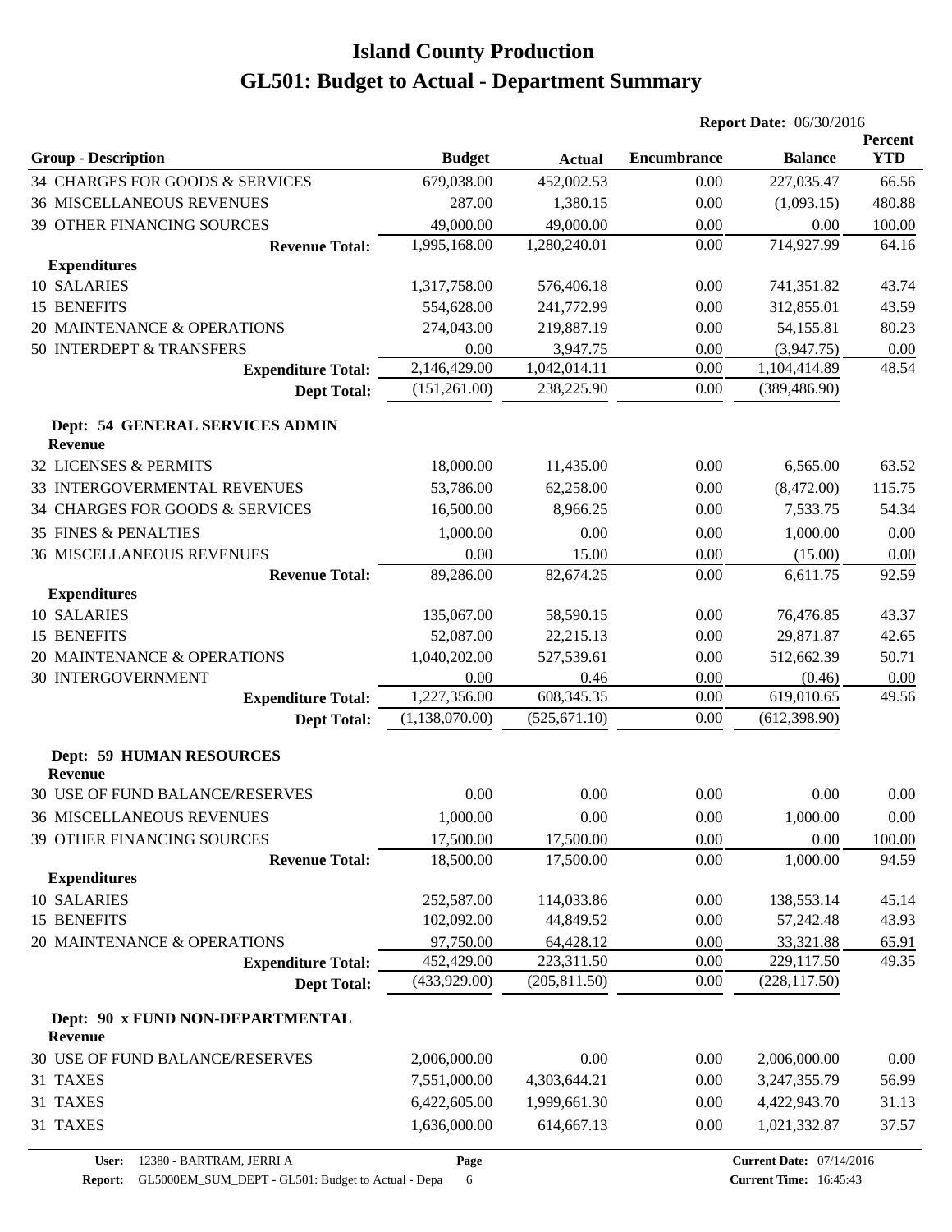# Island County Production
# GL501: Budget to Actual - Department Summary

**Report Date:** 06/30/2016

| Group - Description | Budget | Actual | Encumbrance | Balance | Percent YTD |
|---|---|---|---|---|---|
| 34 CHARGES FOR GOODS & SERVICES | 679,038.00 | 452,002.53 | 0.00 | 227,035.47 | 66.56 |
| 36 MISCELLANEOUS REVENUES | 287.00 | 1,380.15 | 0.00 | (1,093.15) | 480.88 |
| 39 OTHER FINANCING SOURCES | 49,000.00 | 49,000.00 | 0.00 | 0.00 | 100.00 |
| **Revenue Total:** | 1,995,168.00 | 1,280,240.01 | 0.00 | 714,927.99 | 64.16 |
| **Expenditures** | | | | | |
| 10 SALARIES | 1,317,758.00 | 576,406.18 | 0.00 | 741,351.82 | 43.74 |
| 15 BENEFITS | 554,628.00 | 241,772.99 | 0.00 | 312,855.01 | 43.59 |
| 20 MAINTENANCE & OPERATIONS | 274,043.00 | 219,887.19 | 0.00 | 54,155.81 | 80.23 |
| 50 INTERDEPT & TRANSFERS | 0.00 | 3,947.75 | 0.00 | (3,947.75) | 0.00 |
| **Expenditure Total:** | 2,146,429.00 | 1,042,014.11 | 0.00 | 1,104,414.89 | 48.54 |
| **Dept Total:** | (151,261.00) | 238,225.90 | 0.00 | (389,486.90) | |
| **Dept: 54 GENERAL SERVICES ADMIN** | | | | | |
| **Revenue** | | | | | |
| 32 LICENSES & PERMITS | 18,000.00 | 11,435.00 | 0.00 | 6,565.00 | 63.52 |
| 33 INTERGOVERMENTAL REVENUES | 53,786.00 | 62,258.00 | 0.00 | (8,472.00) | 115.75 |
| 34 CHARGES FOR GOODS & SERVICES | 16,500.00 | 8,966.25 | 0.00 | 7,533.75 | 54.34 |
| 35 FINES & PENALTIES | 1,000.00 | 0.00 | 0.00 | 1,000.00 | 0.00 |
| 36 MISCELLANEOUS REVENUES | 0.00 | 15.00 | 0.00 | (15.00) | 0.00 |
| **Revenue Total:** | 89,286.00 | 82,674.25 | 0.00 | 6,611.75 | 92.59 |
| **Expenditures** | | | | | |
| 10 SALARIES | 135,067.00 | 58,590.15 | 0.00 | 76,476.85 | 43.37 |
| 15 BENEFITS | 52,087.00 | 22,215.13 | 0.00 | 29,871.87 | 42.65 |
| 20 MAINTENANCE & OPERATIONS | 1,040,202.00 | 527,539.61 | 0.00 | 512,662.39 | 50.71 |
| 30 INTERGOVERNMENT | 0.00 | 0.46 | 0.00 | (0.46) | 0.00 |
| **Expenditure Total:** | 1,227,356.00 | 608,345.35 | 0.00 | 619,010.65 | 49.56 |
| **Dept Total:** | (1,138,070.00) | (525,671.10) | 0.00 | (612,398.90) | |
| **Dept: 59 HUMAN RESOURCES** | | | | | |
| **Revenue** | | | | | |
| 30 USE OF FUND BALANCE/RESERVES | 0.00 | 0.00 | 0.00 | 0.00 | 0.00 |
| 36 MISCELLANEOUS REVENUES | 1,000.00 | 0.00 | 0.00 | 1,000.00 | 0.00 |
| 39 OTHER FINANCING SOURCES | 17,500.00 | 17,500.00 | 0.00 | 0.00 | 100.00 |
| **Revenue Total:** | 18,500.00 | 17,500.00 | 0.00 | 1,000.00 | 94.59 |
| **Expenditures** | | | | | |
| 10 SALARIES | 252,587.00 | 114,033.86 | 0.00 | 138,553.14 | 45.14 |
| 15 BENEFITS | 102,092.00 | 44,849.52 | 0.00 | 57,242.48 | 43.93 |
| 20 MAINTENANCE & OPERATIONS | 97,750.00 | 64,428.12 | 0.00 | 33,321.88 | 65.91 |
| **Expenditure Total:** | 452,429.00 | 223,311.50 | 0.00 | 229,117.50 | 49.35 |
| **Dept Total:** | (433,929.00) | (205,811.50) | 0.00 | (228,117.50) | |
| **Dept: 90 x FUND NON-DEPARTMENTAL** | | | | | |
| **Revenue** | | | | | |
| 30 USE OF FUND BALANCE/RESERVES | 2,006,000.00 | 0.00 | 0.00 | 2,006,000.00 | 0.00 |
| 31 TAXES | 7,551,000.00 | 4,303,644.21 | 0.00 | 3,247,355.79 | 56.99 |
| 31 TAXES | 6,422,605.00 | 1,999,661.30 | 0.00 | 4,422,943.70 | 31.13 |
| 31 TAXES | 1,636,000.00 | 614,667.13 | 0.00 | 1,021,332.87 | 37.57 |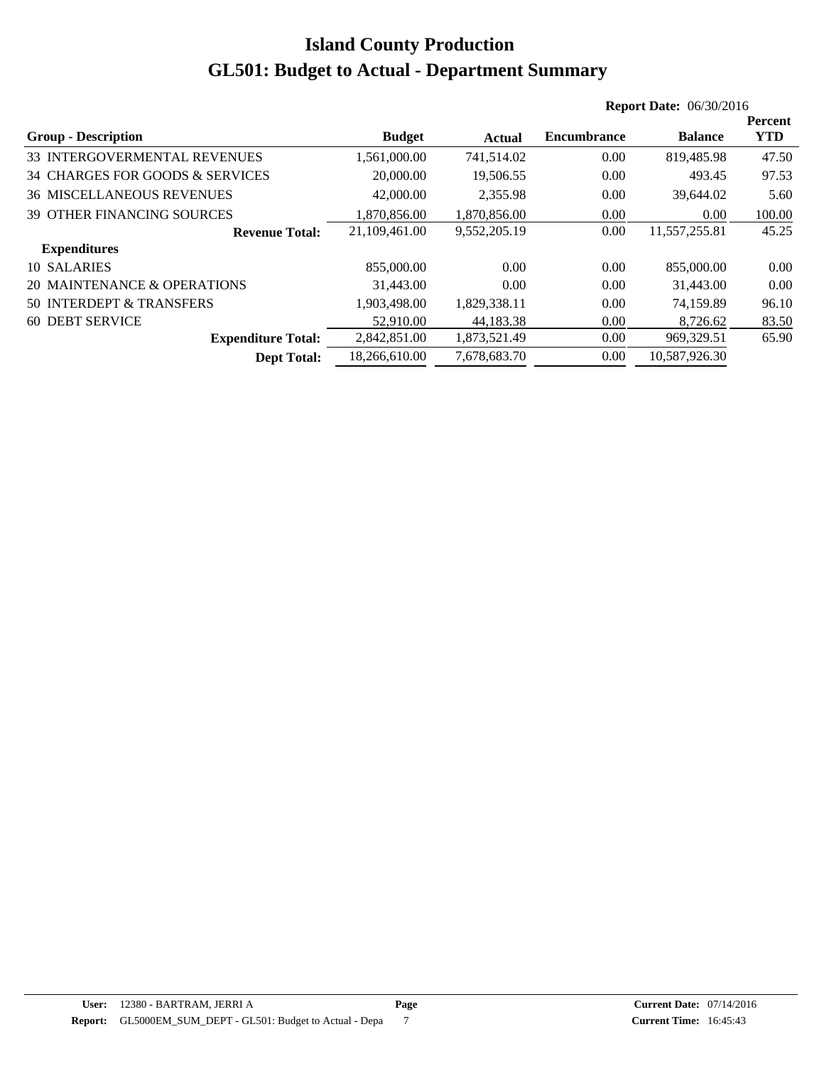# Island County Production
# GL501: Budget to Actual - Department Summary

**Report Date:** 06/30/2016

| Group - Description | Budget | Actual | Encumbrance | Balance | Percent YTD |
|---|---|---|---|---|---|
| 33 INTERGOVERMENTAL REVENUES | 1,561,000.00 | 741,514.02 | 0.00 | 819,485.98 | 47.50 |
| 34 CHARGES FOR GOODS & SERVICES | 20,000.00 | 19,506.55 | 0.00 | 493.45 | 97.53 |
| 36 MISCELLANEOUS REVENUES | 42,000.00 | 2,355.98 | 0.00 | 39,644.02 | 5.60 |
| 39 OTHER FINANCING SOURCES | 1,870,856.00 | 1,870,856.00 | 0.00 | 0.00 | 100.00 |
| **Revenue Total:** | 21,109,461.00 | 9,552,205.19 | 0.00 | 11,557,255.81 | 45.25 |
| **Expenditures** | | | | | |
| 10 SALARIES | 855,000.00 | 0.00 | 0.00 | 855,000.00 | 0.00 |
| 20 MAINTENANCE & OPERATIONS | 31,443.00 | 0.00 | 0.00 | 31,443.00 | 0.00 |
| 50 INTERDEPT & TRANSFERS | 1,903,498.00 | 1,829,338.11 | 0.00 | 74,159.89 | 96.10 |
| 60 DEBT SERVICE | 52,910.00 | 44,183.38 | 0.00 | 8,726.62 | 83.50 |
| **Expenditure Total:** | 2,842,851.00 | 1,873,521.49 | 0.00 | 969,329.51 | 65.90 |
| **Dept Total:** | 18,266,610.00 | 7,678,683.70 | 0.00 | 10,587,926.30 | |

**User:** 12380 - BARTRAM, JERRI A
**Report:** GL5000EM_SUM_DEPT - GL501: Budget to Actual - Depa
**Page** 7
**Current Date:** 07/14/2016
**Current Time:** 16:45:43